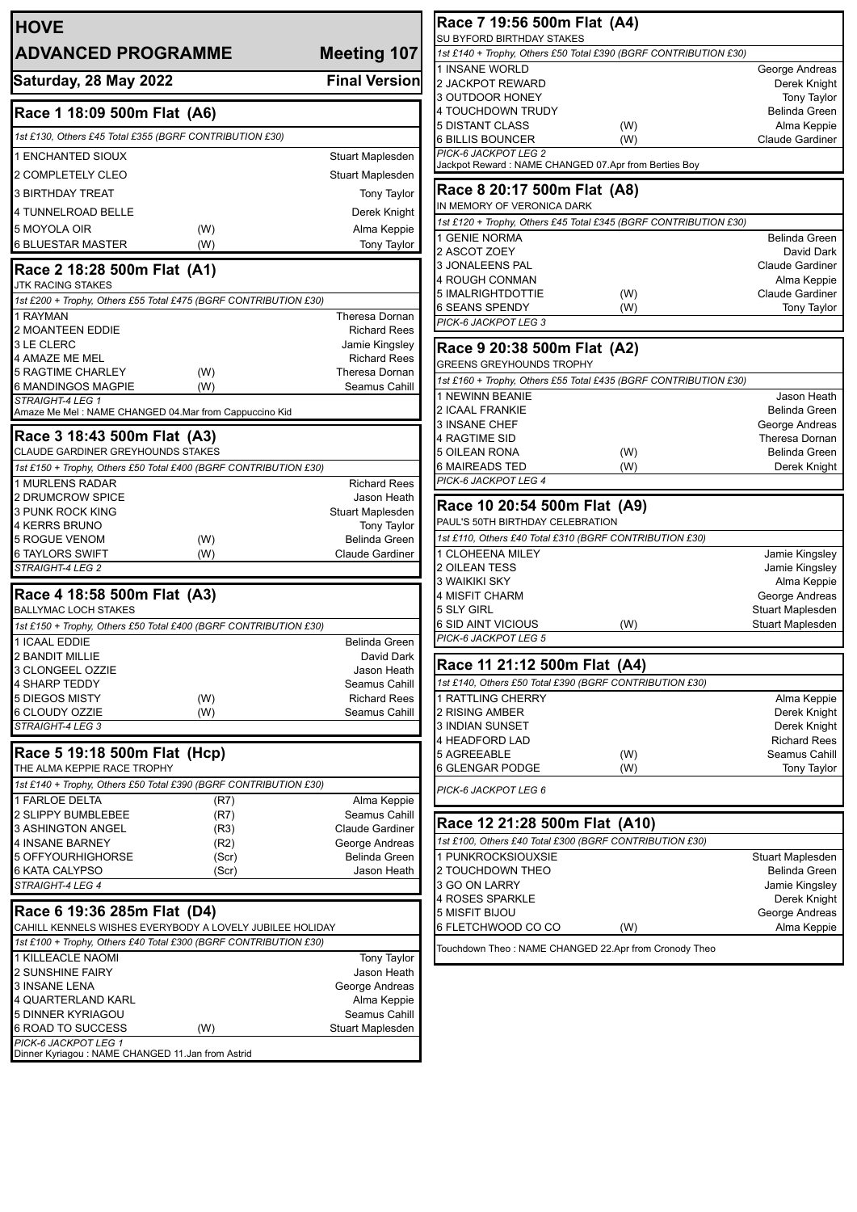# HOVE

## ADVANCED PROGRAMME — Meeting 107

**Saturday, 28 May 2022** — **Final Version**

### Race 1 18:09 500m Flat (A6)

*1st £130, Others £45 Total £355 (BGRF CONTRIBUTION £30)*

| Trap | Greyhound | | Trainer |
|---|---|---|---|
| 1 | ENCHANTED SIOUX | | Stuart Maplesden |
| 2 | COMPLETELY CLEO | | Stuart Maplesden |
| 3 | BIRTHDAY TREAT | | Tony Taylor |
| 4 | TUNNELROAD BELLE | | Derek Knight |
| 5 | MOYOLA OIR | (W) | Alma Keppie |
| 6 | BLUESTAR MASTER | (W) | Tony Taylor |

### Race 2 18:28 500m Flat (A1)

JTK RACING STAKES

*1st £200 + Trophy, Others £55 Total £475 (BGRF CONTRIBUTION £30)*

| Trap | Greyhound | | Trainer |
|---|---|---|---|
| 1 | RAYMAN | | Theresa Dornan |
| 2 | MOANTEEN EDDIE | | Richard Rees |
| 3 | LE CLERC | | Jamie Kingsley |
| 4 | AMAZE ME MEL | | Richard Rees |
| 5 | RAGTIME CHARLEY | (W) | Theresa Dornan |
| 6 | MANDINGOS MAGPIE | (W) | Seamus Cahill |

*STRAIGHT-4 LEG 1*

Amaze Me Mel : NAME CHANGED 04.Mar from Cappuccino Kid

### Race 3 18:43 500m Flat (A3)

CLAUDE GARDINER GREYHOUNDS STAKES

*1st £150 + Trophy, Others £50 Total £400 (BGRF CONTRIBUTION £30)*

| Trap | Greyhound | | Trainer |
|---|---|---|---|
| 1 | MURLENS RADAR | | Richard Rees |
| 2 | DRUMCROW SPICE | | Jason Heath |
| 3 | PUNK ROCK KING | | Stuart Maplesden |
| 4 | KERRS BRUNO | | Tony Taylor |
| 5 | ROGUE VENOM | (W) | Belinda Green |
| 6 | TAYLORS SWIFT | (W) | Claude Gardiner |

*STRAIGHT-4 LEG 2*

### Race 4 18:58 500m Flat (A3)

BALLYMAC LOCH STAKES

*1st £150 + Trophy, Others £50 Total £400 (BGRF CONTRIBUTION £30)*

| Trap | Greyhound | | Trainer |
|---|---|---|---|
| 1 | ICAAL EDDIE | | Belinda Green |
| 2 | BANDIT MILLIE | | David Dark |
| 3 | CLONGEEL OZZIE | | Jason Heath |
| 4 | SHARP TEDDY | | Seamus Cahill |
| 5 | DIEGOS MISTY | (W) | Richard Rees |
| 6 | CLOUDY OZZIE | (W) | Seamus Cahill |

*STRAIGHT-4 LEG 3*

### Race 5 19:18 500m Flat (Hcp)

THE ALMA KEPPIE RACE TROPHY

*1st £140 + Trophy, Others £50 Total £390 (BGRF CONTRIBUTION £30)*

| Trap | Greyhound | | Trainer |
|---|---|---|---|
| 1 | FARLOE DELTA | (R7) | Alma Keppie |
| 2 | SLIPPY BUMBLEBEE | (R7) | Seamus Cahill |
| 3 | ASHINGTON ANGEL | (R3) | Claude Gardiner |
| 4 | INSANE BARNEY | (R2) | George Andreas |
| 5 | OFFYOURHIGHORSE | (Scr) | Belinda Green |
| 6 | KATA CALYPSO | (Scr) | Jason Heath |

*STRAIGHT-4 LEG 4*

### Race 6 19:36 285m Flat (D4)

CAHILL KENNELS WISHES EVERYBODY A LOVELY JUBILEE HOLIDAY

*1st £100 + Trophy, Others £40 Total £300 (BGRF CONTRIBUTION £30)*

| Trap | Greyhound | | Trainer |
|---|---|---|---|
| 1 | KILLEACLE NAOMI | | Tony Taylor |
| 2 | SUNSHINE FAIRY | | Jason Heath |
| 3 | INSANE LENA | | George Andreas |
| 4 | QUARTERLAND KARL | | Alma Keppie |
| 5 | DINNER KYRIAGOU | | Seamus Cahill |
| 6 | ROAD TO SUCCESS | (W) | Stuart Maplesden |

*PICK-6 JACKPOT LEG 1*

Dinner Kyriagou : NAME CHANGED 11.Jan from Astrid

### Race 7 19:56 500m Flat (A4)

SU BYFORD BIRTHDAY STAKES

*1st £140 + Trophy, Others £50 Total £390 (BGRF CONTRIBUTION £30)*

| Trap | Greyhound | | Trainer |
|---|---|---|---|
| 1 | INSANE WORLD | | George Andreas |
| 2 | JACKPOT REWARD | | Derek Knight |
| 3 | OUTDOOR HONEY | | Tony Taylor |
| 4 | TOUCHDOWN TRUDY | | Belinda Green |
| 5 | DISTANT CLASS | (W) | Alma Keppie |
| 6 | BILLIS BOUNCER | (W) | Claude Gardiner |

*PICK-6 JACKPOT LEG 2*

Jackpot Reward : NAME CHANGED 07.Apr from Berties Boy

### Race 8 20:17 500m Flat (A8)

IN MEMORY OF VERONICA DARK

*1st £120 + Trophy, Others £45 Total £345 (BGRF CONTRIBUTION £30)*

| Trap | Greyhound | | Trainer |
|---|---|---|---|
| 1 | GENIE NORMA | | Belinda Green |
| 2 | ASCOT ZOEY | | David Dark |
| 3 | JONALEENS PAL | | Claude Gardiner |
| 4 | ROUGH CONMAN | | Alma Keppie |
| 5 | IMALRIGHTDOTTIE | (W) | Claude Gardiner |
| 6 | SEANS SPENDY | (W) | Tony Taylor |

*PICK-6 JACKPOT LEG 3*

### Race 9 20:38 500m Flat (A2)

GREENS GREYHOUNDS TROPHY

*1st £160 + Trophy, Others £55 Total £435 (BGRF CONTRIBUTION £30)*

| Trap | Greyhound | | Trainer |
|---|---|---|---|
| 1 | NEWINN BEANIE | | Jason Heath |
| 2 | ICAAL FRANKIE | | Belinda Green |
| 3 | INSANE CHEF | | George Andreas |
| 4 | RAGTIME SID | | Theresa Dornan |
| 5 | OILEAN RONA | (W) | Belinda Green |
| 6 | MAIREADS TED | (W) | Derek Knight |

*PICK-6 JACKPOT LEG 4*

### Race 10 20:54 500m Flat (A9)

PAUL'S 50TH BIRTHDAY CELEBRATION

*1st £110, Others £40 Total £310 (BGRF CONTRIBUTION £30)*

| Trap | Greyhound | | Trainer |
|---|---|---|---|
| 1 | CLOHEENA MILEY | | Jamie Kingsley |
| 2 | OILEAN TESS | | Jamie Kingsley |
| 3 | WAIKIKI SKY | | Alma Keppie |
| 4 | MISFIT CHARM | | George Andreas |
| 5 | SLY GIRL | | Stuart Maplesden |
| 6 | SID AINT VICIOUS | (W) | Stuart Maplesden |

*PICK-6 JACKPOT LEG 5*

### Race 11 21:12 500m Flat (A4)

*1st £140, Others £50 Total £390 (BGRF CONTRIBUTION £30)*

| Trap | Greyhound | | Trainer |
|---|---|---|---|
| 1 | RATTLING CHERRY | | Alma Keppie |
| 2 | RISING AMBER | | Derek Knight |
| 3 | INDIAN SUNSET | | Derek Knight |
| 4 | HEADFORD LAD | | Richard Rees |
| 5 | AGREEABLE | (W) | Seamus Cahill |
| 6 | GLENGAR PODGE | (W) | Tony Taylor |

*PICK-6 JACKPOT LEG 6*

### Race 12 21:28 500m Flat (A10)

*1st £100, Others £40 Total £300 (BGRF CONTRIBUTION £30)*

| Trap | Greyhound | | Trainer |
|---|---|---|---|
| 1 | PUNKROCKSIOUXSIE | | Stuart Maplesden |
| 2 | TOUCHDOWN THEO | | Belinda Green |
| 3 | GO ON LARRY | | Jamie Kingsley |
| 4 | ROSES SPARKLE | | Derek Knight |
| 5 | MISFIT BIJOU | | George Andreas |
| 6 | FLETCHWOOD CO CO | (W) | Alma Keppie |

Touchdown Theo : NAME CHANGED 22.Apr from Cronody Theo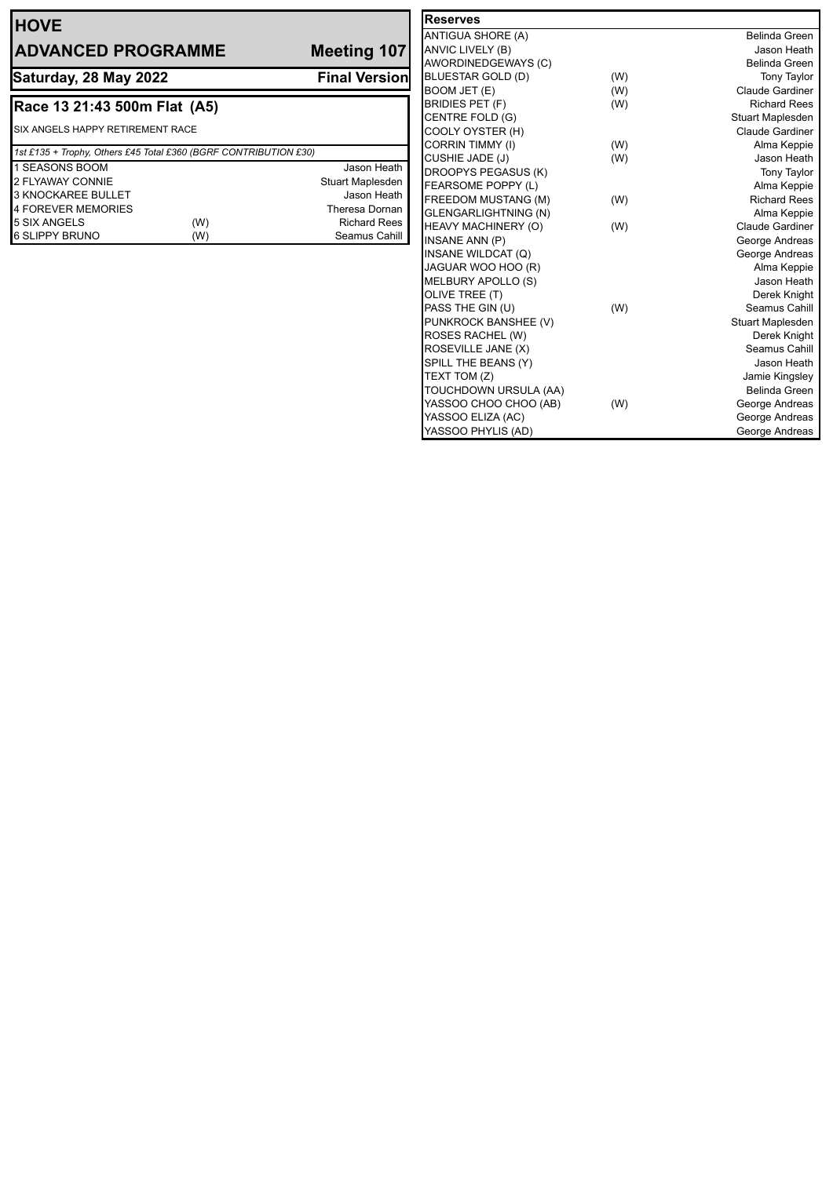# HOVE

## ADVANCED PROGRAMME — Meeting 107

**Saturday, 28 May 2022** — **Final Version**

### Race 13 21:43 500m Flat (A5)

SIX ANGELS HAPPY RETIREMENT RACE

*1st £135 + Trophy, Others £45 Total £360 (BGRF CONTRIBUTION £30)*

| | | |
|---|---|---|
| 1 SEASONS BOOM | | Jason Heath |
| 2 FLYAWAY CONNIE | | Stuart Maplesden |
| 3 KNOCKAREE BULLET | | Jason Heath |
| 4 FOREVER MEMORIES | | Theresa Dornan |
| 5 SIX ANGELS | (W) | Richard Rees |
| 6 SLIPPY BRUNO | (W) | Seamus Cahill |

**Reserves**

| | | |
|---|---|---|
| ANTIGUA SHORE (A) | | Belinda Green |
| ANVIC LIVELY (B) | | Jason Heath |
| AWORDINEDGEWAYS (C) | | Belinda Green |
| BLUESTAR GOLD (D) | (W) | Tony Taylor |
| BOOM JET (E) | (W) | Claude Gardiner |
| BRIDIES PET (F) | (W) | Richard Rees |
| CENTRE FOLD (G) | | Stuart Maplesden |
| COOLY OYSTER (H) | | Claude Gardiner |
| CORRIN TIMMY (I) | (W) | Alma Keppie |
| CUSHIE JADE (J) | (W) | Jason Heath |
| DROOPYS PEGASUS (K) | | Tony Taylor |
| FEARSOME POPPY (L) | | Alma Keppie |
| FREEDOM MUSTANG (M) | (W) | Richard Rees |
| GLENGARLIGHTNING (N) | | Alma Keppie |
| HEAVY MACHINERY (O) | (W) | Claude Gardiner |
| INSANE ANN (P) | | George Andreas |
| INSANE WILDCAT (Q) | | George Andreas |
| JAGUAR WOO HOO (R) | | Alma Keppie |
| MELBURY APOLLO (S) | | Jason Heath |
| OLIVE TREE (T) | | Derek Knight |
| PASS THE GIN (U) | (W) | Seamus Cahill |
| PUNKROCK BANSHEE (V) | | Stuart Maplesden |
| ROSES RACHEL (W) | | Derek Knight |
| ROSEVILLE JANE (X) | | Seamus Cahill |
| SPILL THE BEANS (Y) | | Jason Heath |
| TEXT TOM (Z) | | Jamie Kingsley |
| TOUCHDOWN URSULA (AA) | | Belinda Green |
| YASSOO CHOO CHOO (AB) | (W) | George Andreas |
| YASSOO ELIZA (AC) | | George Andreas |
| YASSOO PHYLIS (AD) | | George Andreas |